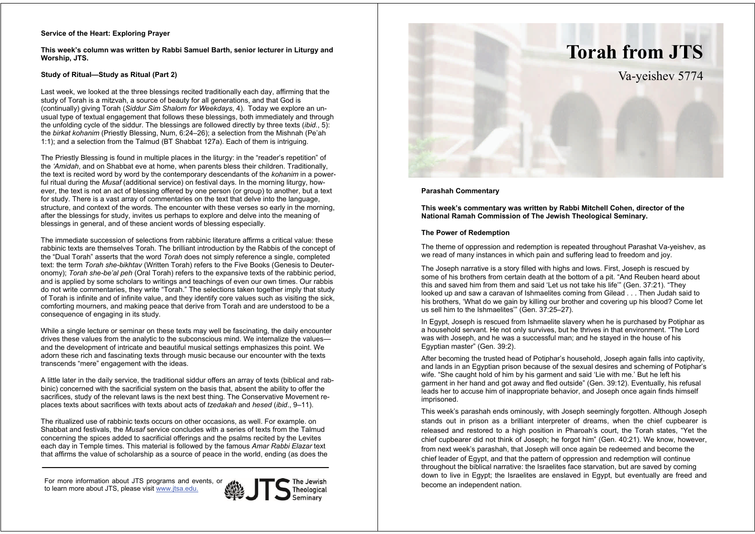**Service of the Heart: Exploring Prayer**

**This week's column was written by Rabbi Samuel Barth, senior lecturer in Liturgy and Worship, JTS.**

**Study of Ritual—Study as Ritual (Part 2)**

Last week, we looked at the three blessings recited traditionally each day, affirming that the study of Torah is a mitzvah, a source of beauty for all generations, and that God is (continually) giving Torah (*Siddur Sim Shalom for Weekdays*, 4). Today we explore an unusual type of textual engagement that follows these blessings, both immediately and through the unfolding cycle of the siddur. The blessings are followed directly by three texts (*ibid.*, 5): the *birkat kohanim* (Priestly Blessing, Num, 6:24–26); a selection from the Mishnah (Pe'ah 1:1); and a selection from the Talmud (BT Shabbat 127a). Each of them is intriguing.

The Priestly Blessing is found in multiple places in the liturgy: in the "reader's repetition" of the *'Amidah*, and on Shabbat eve at home, when parents bless their children. Traditionally, the text is recited word by word by the contemporary descendants of the *kohanim* in a powerful ritual during the *Musaf* (additional service) on festival days. In the morning liturgy, however, the text is not an act of blessing offered by one person (or group) to another, but a text for study. There is a vast array of commentaries on the text that delve into the language, structure, and context of the words. The encounter with these verses so early in the morning, after the blessings for study, invites us perhaps to explore and delve into the meaning of blessings in general, and of these ancient words of blessing especially.

The immediate succession of selections from rabbinic literature affirms a critical value: these rabbinic texts are themselves Torah. The brilliant introduction by the Rabbis of the concept of the "Dual Torah" asserts that the word *Torah* does not simply reference a single, completed text: the term *Torah she-bikhtav* (Written Torah) refers to the Five Books (Genesis to Deuteronomy); *Torah she-be'al peh* (Oral Torah) refers to the expansive texts of the rabbinic period, and is applied by some scholars to writings and teachings of even our own times. Our rabbis do not write commentaries, they write "Torah." The selections taken together imply that study of Torah is infinite and of infinite value, and they identify core values such as visiting the sick, comforting mourners, and making peace that derive from Torah and are understood to be a consequence of engaging in its study.

While a single lecture or seminar on these texts may well be fascinating, the daily encounter drives these values from the analytic to the subconscious mind. We internalize the values—and the development of intricate and beautiful musical settings emphasizes this point. We adorn these rich and fascinating texts through music because our encounter with the texts transcends "mere" engagement with the ideas.

A little later in the daily service, the traditional siddur offers an array of texts (biblical and rabbinic) concerned with the sacrificial system on the basis that, absent the ability to offer the sacrifices, study of the relevant laws is the next best thing. The Conservative Movement replaces texts about sacrifices with texts about acts of *tzedakah* and *hesed* (*ibid.*, 9–11).

The ritualized use of rabbinic texts occurs on other occasions, as well. For example. on Shabbat and festivals, the *Musaf* service concludes with a series of texts from the Talmud concerning the spices added to sacrificial offerings and the psalms recited by the Levites each day in Temple times. This material is followed by the famous *Amar Rabbi Elazar* text that affirms the value of scholarship as a source of peace in the world, ending (as does the

For more information about JTS programs and events, or to learn more about JTS, please visit www.jtsa.edu.

JTS The Jewish Theological Seminary

# Torah from JTS

## Va-yeishev 5774

**Parashah Commentary**

**This week's commentary was written by Rabbi Mitchell Cohen, director of the National Ramah Commission of The Jewish Theological Seminary.**

**The Power of Redemption**

The theme of oppression and redemption is repeated throughout Parashat Va-yeishev, as we read of many instances in which pain and suffering lead to freedom and joy.

The Joseph narrative is a story filled with highs and lows. First, Joseph is rescued by some of his brothers from certain death at the bottom of a pit. "And Reuben heard about this and saved him from them and said 'Let us not take his life'" (Gen. 37:21). "They looked up and saw a caravan of Ishmaelites coming from Gilead . . . Then Judah said to his brothers, 'What do we gain by killing our brother and covering up his blood? Come let us sell him to the Ishmaelites'" (Gen. 37:25–27).

In Egypt, Joseph is rescued from Ishmaelite slavery when he is purchased by Potiphar as a household servant. He not only survives, but he thrives in that environment. "The Lord was with Joseph, and he was a successful man; and he stayed in the house of his Egyptian master" (Gen. 39:2).

After becoming the trusted head of Potiphar's household, Joseph again falls into captivity, and lands in an Egyptian prison because of the sexual desires and scheming of Potiphar's wife. "She caught hold of him by his garment and said 'Lie with me.' But he left his garment in her hand and got away and fled outside" (Gen. 39:12). Eventually, his refusal leads her to accuse him of inappropriate behavior, and Joseph once again finds himself imprisoned.

This week's parashah ends ominously, with Joseph seemingly forgotten. Although Joseph stands out in prison as a brilliant interpreter of dreams, when the chief cupbearer is released and restored to a high position in Pharoah's court, the Torah states, "Yet the chief cupbearer did not think of Joseph; he forgot him" (Gen. 40:21). We know, however, from next week's parashah, that Joseph will once again be redeemed and become the chief leader of Egypt, and that the pattern of oppression and redemption will continue throughout the biblical narrative: the Israelites face starvation, but are saved by coming down to live in Egypt; the Israelites are enslaved in Egypt, but eventually are freed and become an independent nation.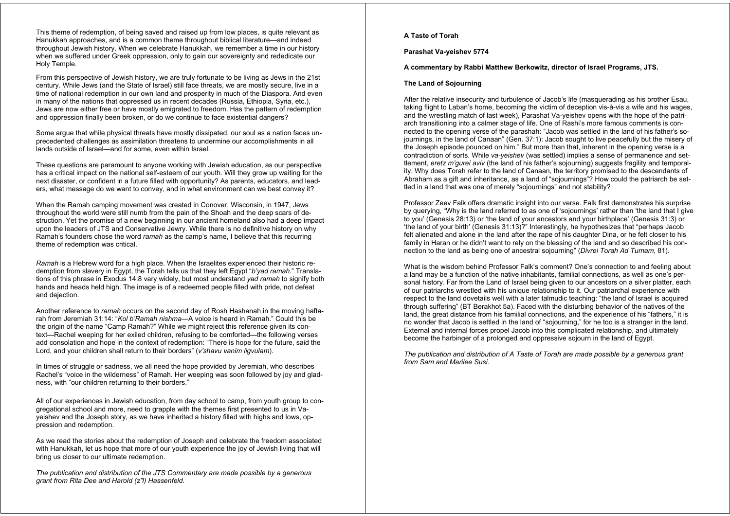This theme of redemption, of being saved and raised up from low places, is quite relevant as Hanukkah approaches, and is a common theme throughout biblical literature—and indeed throughout Jewish history. When we celebrate Hanukkah, we remember a time in our history when we suffered under Greek oppression, only to gain our sovereignty and rededicate our Holy Temple.

From this perspective of Jewish history, we are truly fortunate to be living as Jews in the 21st century. While Jews (and the State of Israel) still face threats, we are mostly secure, live in a time of national redemption in our own land and prosperity in much of the Diaspora. And even in many of the nations that oppressed us in recent decades (Russia, Ethiopia, Syria, etc.), Jews are now either free or have mostly emigrated to freedom. Has the pattern of redemption and oppression finally been broken, or do we continue to face existential dangers?

Some argue that while physical threats have mostly dissipated, our soul as a nation faces unprecedented challenges as assimilation threatens to undermine our accomplishments in all lands outside of Israel—and for some, even within Israel.

These questions are paramount to anyone working with Jewish education, as our perspective has a critical impact on the national self-esteem of our youth. Will they grow up waiting for the next disaster, or confident in a future filled with opportunity? As parents, educators, and leaders, what message do we want to convey, and in what environment can we best convey it?

When the Ramah camping movement was created in Conover, Wisconsin, in 1947, Jews throughout the world were still numb from the pain of the Shoah and the deep scars of destruction. Yet the promise of a new beginning in our ancient homeland also had a deep impact upon the leaders of JTS and Conservative Jewry. While there is no definitive history on why Ramah's founders chose the word *ramah* as the camp's name, I believe that this recurring theme of redemption was critical.

*Ramah* is a Hebrew word for a high place. When the Israelites experienced their historic redemption from slavery in Egypt, the Torah tells us that they left Egypt "*b'yad ramah*." Translations of this phrase in Exodus 14:8 vary widely, but most understand *yad ramah* to signify both hands and heads held high. The image is of a redeemed people filled with pride, not defeat and dejection.

Another reference to *ramah* occurs on the second day of Rosh Hashanah in the moving haftarah from Jeremiah 31:14: "*Kol b'Ramah nishma*—A voice is heard in Ramah." Could this be the origin of the name "Camp Ramah?" While we might reject this reference given its context—Rachel weeping for her exiled children, refusing to be comforted—the following verses add consolation and hope in the context of redemption: "There is hope for the future, said the Lord, and your children shall return to their borders" (*v'shavu vanim ligvulam*).

In times of struggle or sadness, we all need the hope provided by Jeremiah, who describes Rachel's "voice in the wilderness" of Ramah. Her weeping was soon followed by joy and gladness, with "our children returning to their borders."

All of our experiences in Jewish education, from day school to camp, from youth group to congregational school and more, need to grapple with the themes first presented to us in Va-yeishev and the Joseph story, as we have inherited a history filled with highs and lows, oppression and redemption.

As we read the stories about the redemption of Joseph and celebrate the freedom associated with Hanukkah, let us hope that more of our youth experience the joy of Jewish living that will bring us closer to our ultimate redemption.

*The publication and distribution of the JTS Commentary are made possible by a generous grant from Rita Dee and Harold (z"l) Hassenfeld.*

**A Taste of Torah**

**Parashat Va-yeishev 5774**

**A commentary by Rabbi Matthew Berkowitz, director of Israel Programs, JTS.**

**The Land of Sojourning**

After the relative insecurity and turbulence of Jacob's life (masquerading as his brother Esau, taking flight to Laban's home, becoming the victim of deception vis-à-vis a wife and his wages, and the wrestling match of last week), Parashat Va-yeishev opens with the hope of the patriarch transitioning into a calmer stage of life. One of Rashi's more famous comments is connected to the opening verse of the parashah: "Jacob was settled in the land of his father's sojournings, in the land of Canaan" (Gen. 37:1): Jacob sought to live peacefully but the misery of the Joseph episode pounced on him." But more than that, inherent in the opening verse is a contradiction of sorts. While *va-yeishev* (was settled) implies a sense of permanence and settlement, *eretz m'gurei aviv* (the land of his father's sojourning) suggests fragility and temporality. Why does Torah refer to the land of Canaan, the territory promised to the descendants of Abraham as a gift and inheritance, as a land of "sojournings"? How could the patriarch be settled in a land that was one of merely "sojournings" and not stability?

Professor Zeev Falk offers dramatic insight into our verse. Falk first demonstrates his surprise by querying, "Why is the land referred to as one of 'sojournings' rather than 'the land that I give to you' (Genesis 28:13) or 'the land of your ancestors and your birthplace' (Genesis 31:3) or 'the land of your birth' (Genesis 31:13)?" Interestingly, he hypothesizes that "perhaps Jacob felt alienated and alone in the land after the rape of his daughter Dina, or he felt closer to his family in Haran or he didn't want to rely on the blessing of the land and so described his connection to the land as being one of ancestral sojourning" (*Divrei Torah Ad Tumam*, 81).

What is the wisdom behind Professor Falk's comment? One's connection to and feeling about a land may be a function of the native inhabitants, familial connections, as well as one's personal history. Far from the Land of Israel being given to our ancestors on a silver platter, each of our patriarchs wrestled with his unique relationship to it. Our patriarchal experience with respect to the land dovetails well with a later talmudic teaching: "the land of Israel is acquired through suffering" (BT Berakhot 5a). Faced with the disturbing behavior of the natives of the land, the great distance from his familial connections, and the experience of his "fathers," it is no wonder that Jacob is settled in the land of "sojourning," for he too is a stranger in the land. External and internal forces propel Jacob into this complicated relationship, and ultimately become the harbinger of a prolonged and oppressive sojourn in the land of Egypt.

*The publication and distribution of A Taste of Torah are made possible by a generous grant from Sam and Marilee Susi.*